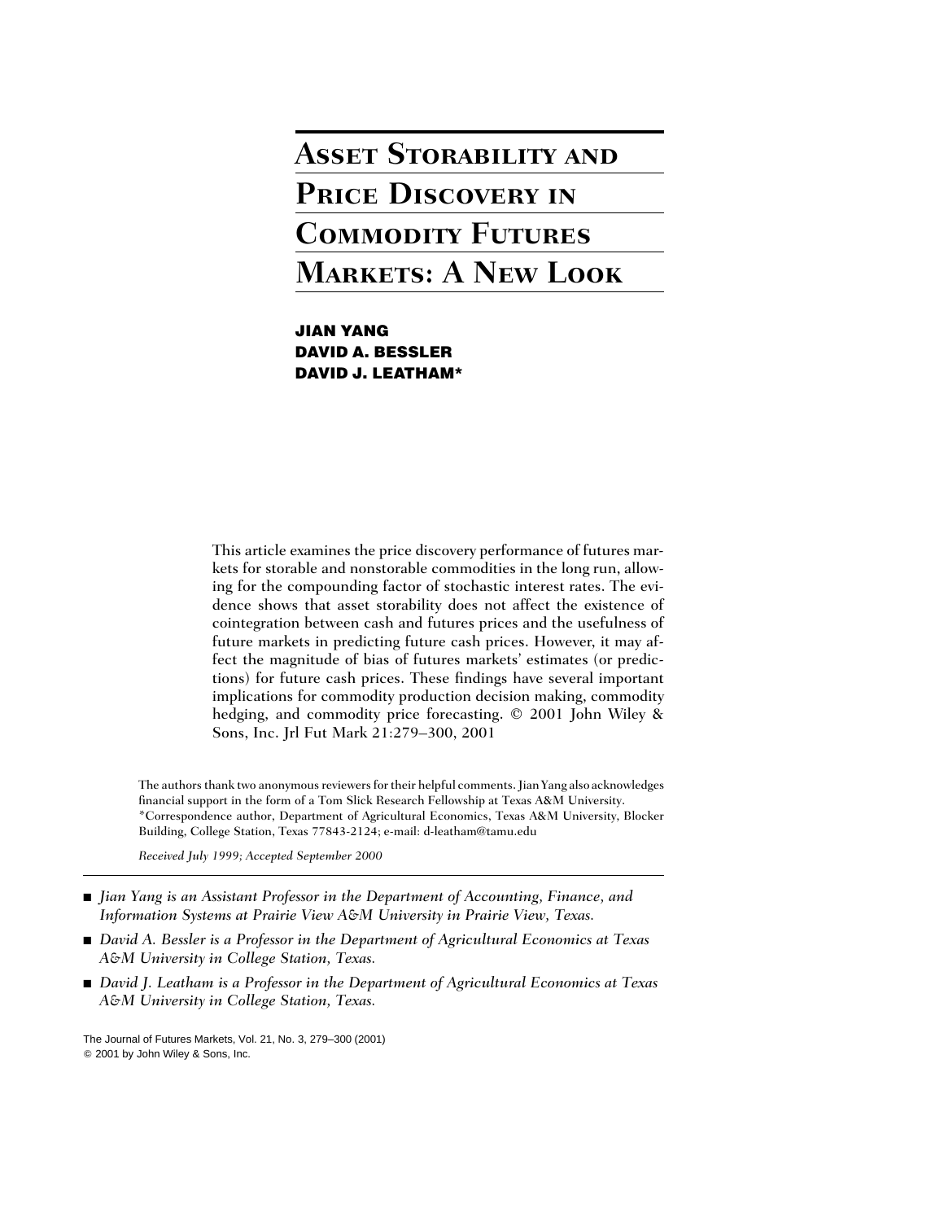# Asset Storability and Price Discovery in Commodity Futures Markets: A New Look

**JIAN YANG**
**DAVID A. BESSLER**
**DAVID J. LEATHAM***

This article examines the price discovery performance of futures markets for storable and nonstorable commodities in the long run, allowing for the compounding factor of stochastic interest rates. The evidence shows that asset storability does not affect the existence of cointegration between cash and futures prices and the usefulness of future markets in predicting future cash prices. However, it may affect the magnitude of bias of futures markets' estimates (or predictions) for future cash prices. These findings have several important implications for commodity production decision making, commodity hedging, and commodity price forecasting. © 2001 John Wiley & Sons, Inc. Jrl Fut Mark 21:279–300, 2001

The authors thank two anonymous reviewers for their helpful comments. Jian Yang also acknowledges financial support in the form of a Tom Slick Research Fellowship at Texas A&M University.
*Correspondence author, Department of Agricultural Economics, Texas A&M University, Blocker Building, College Station, Texas 77843-2124; e-mail: d-leatham@tamu.edu

*Received July 1999; Accepted September 2000*

- *Jian Yang is an Assistant Professor in the Department of Accounting, Finance, and Information Systems at Prairie View A&M University in Prairie View, Texas.*
- *David A. Bessler is a Professor in the Department of Agricultural Economics at Texas A&M University in College Station, Texas.*
- *David J. Leatham is a Professor in the Department of Agricultural Economics at Texas A&M University in College Station, Texas.*

The Journal of Futures Markets, Vol. 21, No. 3, 279–300 (2001)
© 2001 by John Wiley & Sons, Inc.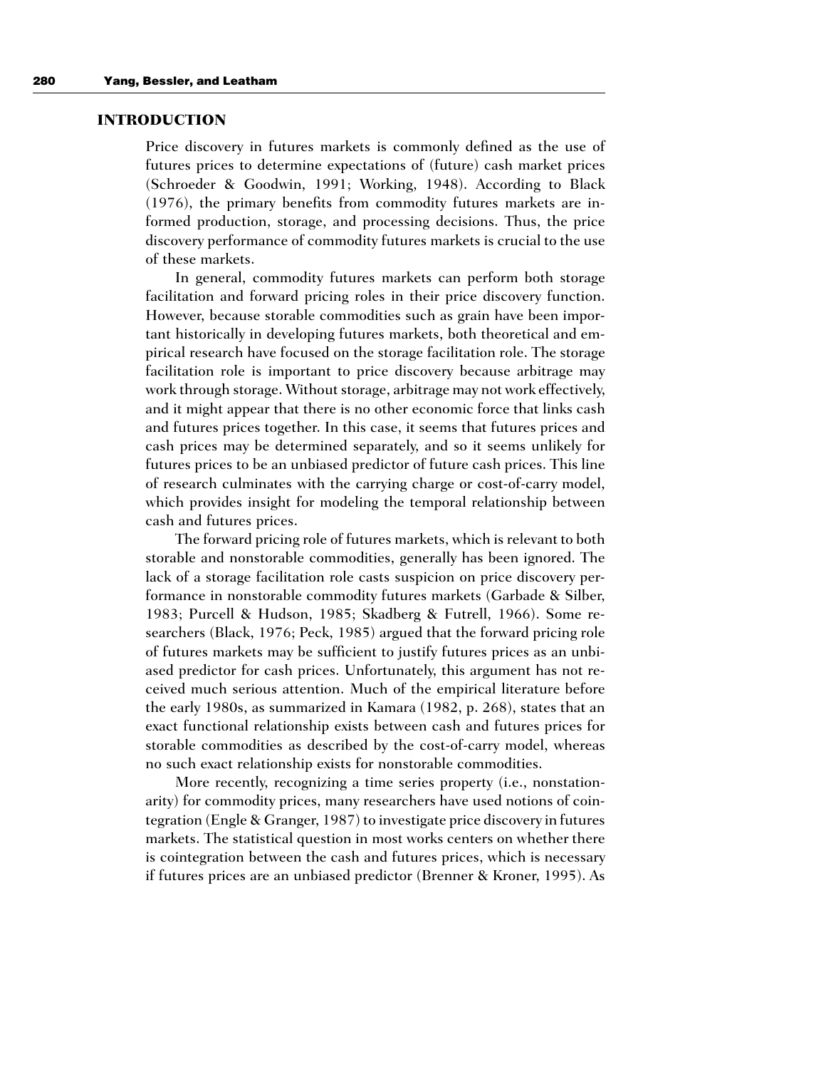## INTRODUCTION

Price discovery in futures markets is commonly defined as the use of futures prices to determine expectations of (future) cash market prices (Schroeder & Goodwin, 1991; Working, 1948). According to Black (1976), the primary benefits from commodity futures markets are informed production, storage, and processing decisions. Thus, the price discovery performance of commodity futures markets is crucial to the use of these markets.

In general, commodity futures markets can perform both storage facilitation and forward pricing roles in their price discovery function. However, because storable commodities such as grain have been important historically in developing futures markets, both theoretical and empirical research have focused on the storage facilitation role. The storage facilitation role is important to price discovery because arbitrage may work through storage. Without storage, arbitrage may not work effectively, and it might appear that there is no other economic force that links cash and futures prices together. In this case, it seems that futures prices and cash prices may be determined separately, and so it seems unlikely for futures prices to be an unbiased predictor of future cash prices. This line of research culminates with the carrying charge or cost-of-carry model, which provides insight for modeling the temporal relationship between cash and futures prices.

The forward pricing role of futures markets, which is relevant to both storable and nonstorable commodities, generally has been ignored. The lack of a storage facilitation role casts suspicion on price discovery performance in nonstorable commodity futures markets (Garbade & Silber, 1983; Purcell & Hudson, 1985; Skadberg & Futrell, 1966). Some researchers (Black, 1976; Peck, 1985) argued that the forward pricing role of futures markets may be sufficient to justify futures prices as an unbiased predictor for cash prices. Unfortunately, this argument has not received much serious attention. Much of the empirical literature before the early 1980s, as summarized in Kamara (1982, p. 268), states that an exact functional relationship exists between cash and futures prices for storable commodities as described by the cost-of-carry model, whereas no such exact relationship exists for nonstorable commodities.

More recently, recognizing a time series property (i.e., nonstationarity) for commodity prices, many researchers have used notions of cointegration (Engle & Granger, 1987) to investigate price discovery in futures markets. The statistical question in most works centers on whether there is cointegration between the cash and futures prices, which is necessary if futures prices are an unbiased predictor (Brenner & Kroner, 1995). As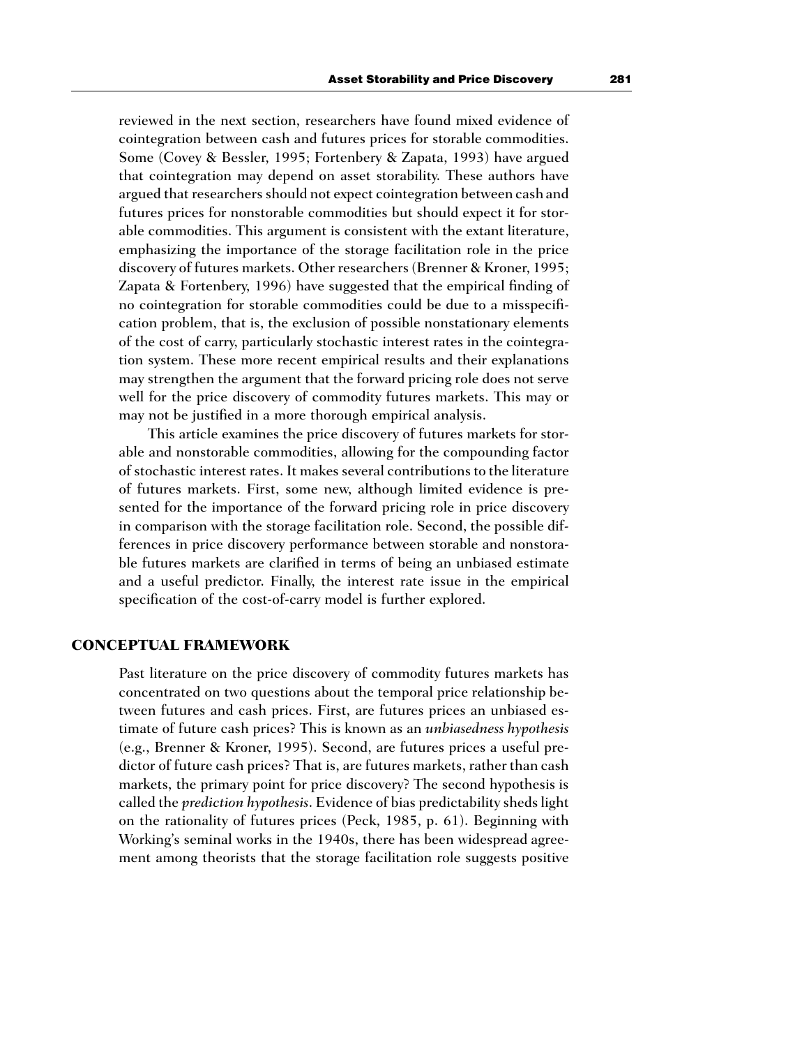reviewed in the next section, researchers have found mixed evidence of cointegration between cash and futures prices for storable commodities. Some (Covey & Bessler, 1995; Fortenbery & Zapata, 1993) have argued that cointegration may depend on asset storability. These authors have argued that researchers should not expect cointegration between cash and futures prices for nonstorable commodities but should expect it for storable commodities. This argument is consistent with the extant literature, emphasizing the importance of the storage facilitation role in the price discovery of futures markets. Other researchers (Brenner & Kroner, 1995; Zapata & Fortenbery, 1996) have suggested that the empirical finding of no cointegration for storable commodities could be due to a misspecification problem, that is, the exclusion of possible nonstationary elements of the cost of carry, particularly stochastic interest rates in the cointegration system. These more recent empirical results and their explanations may strengthen the argument that the forward pricing role does not serve well for the price discovery of commodity futures markets. This may or may not be justified in a more thorough empirical analysis.

This article examines the price discovery of futures markets for storable and nonstorable commodities, allowing for the compounding factor of stochastic interest rates. It makes several contributions to the literature of futures markets. First, some new, although limited evidence is presented for the importance of the forward pricing role in price discovery in comparison with the storage facilitation role. Second, the possible differences in price discovery performance between storable and nonstorable futures markets are clarified in terms of being an unbiased estimate and a useful predictor. Finally, the interest rate issue in the empirical specification of the cost-of-carry model is further explored.

## CONCEPTUAL FRAMEWORK

Past literature on the price discovery of commodity futures markets has concentrated on two questions about the temporal price relationship between futures and cash prices. First, are futures prices an unbiased estimate of future cash prices? This is known as an *unbiasedness hypothesis* (e.g., Brenner & Kroner, 1995). Second, are futures prices a useful predictor of future cash prices? That is, are futures markets, rather than cash markets, the primary point for price discovery? The second hypothesis is called the *prediction hypothesis*. Evidence of bias predictability sheds light on the rationality of futures prices (Peck, 1985, p. 61). Beginning with Working's seminal works in the 1940s, there has been widespread agreement among theorists that the storage facilitation role suggests positive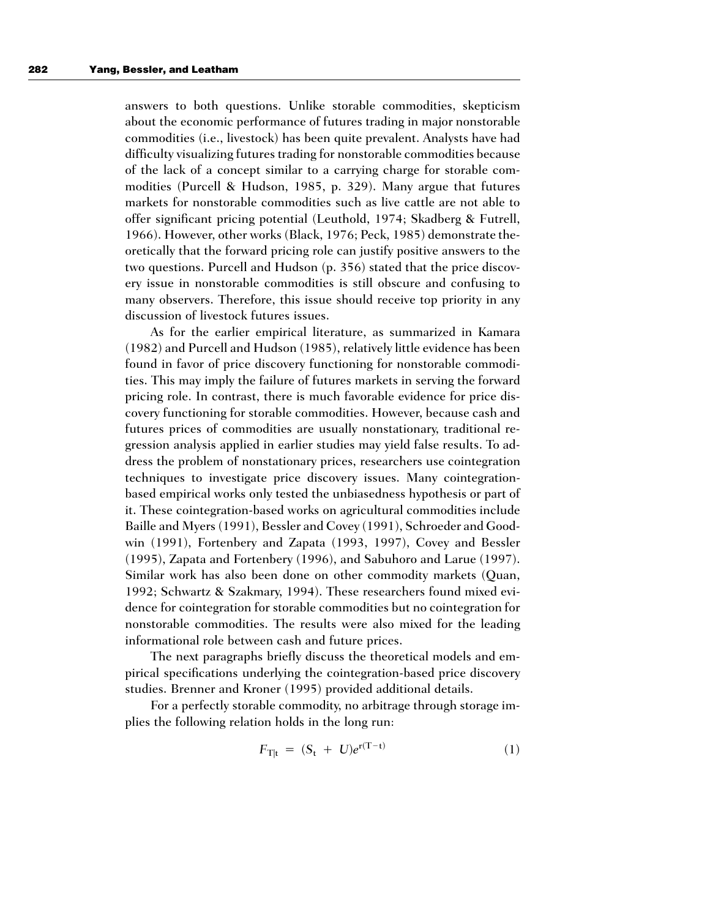answers to both questions. Unlike storable commodities, skepticism about the economic performance of futures trading in major nonstorable commodities (i.e., livestock) has been quite prevalent. Analysts have had difficulty visualizing futures trading for nonstorable commodities because of the lack of a concept similar to a carrying charge for storable commodities (Purcell & Hudson, 1985, p. 329). Many argue that futures markets for nonstorable commodities such as live cattle are not able to offer significant pricing potential (Leuthold, 1974; Skadberg & Futrell, 1966). However, other works (Black, 1976; Peck, 1985) demonstrate theoretically that the forward pricing role can justify positive answers to the two questions. Purcell and Hudson (p. 356) stated that the price discovery issue in nonstorable commodities is still obscure and confusing to many observers. Therefore, this issue should receive top priority in any discussion of livestock futures issues.

As for the earlier empirical literature, as summarized in Kamara (1982) and Purcell and Hudson (1985), relatively little evidence has been found in favor of price discovery functioning for nonstorable commodities. This may imply the failure of futures markets in serving the forward pricing role. In contrast, there is much favorable evidence for price discovery functioning for storable commodities. However, because cash and futures prices of commodities are usually nonstationary, traditional regression analysis applied in earlier studies may yield false results. To address the problem of nonstationary prices, researchers use cointegration techniques to investigate price discovery issues. Many cointegration-based empirical works only tested the unbiasedness hypothesis or part of it. These cointegration-based works on agricultural commodities include Baille and Myers (1991), Bessler and Covey (1991), Schroeder and Goodwin (1991), Fortenbery and Zapata (1993, 1997), Covey and Bessler (1995), Zapata and Fortenbery (1996), and Sabuhoro and Larue (1997). Similar work has also been done on other commodity markets (Quan, 1992; Schwartz & Szakmary, 1994). These researchers found mixed evidence for cointegration for storable commodities but no cointegration for nonstorable commodities. The results were also mixed for the leading informational role between cash and future prices.

The next paragraphs briefly discuss the theoretical models and empirical specifications underlying the cointegration-based price discovery studies. Brenner and Kroner (1995) provided additional details.

For a perfectly storable commodity, no arbitrage through storage implies the following relation holds in the long run:

$$F_{T|t} = (S_t + U)e^{r(T-t)} \tag{1}$$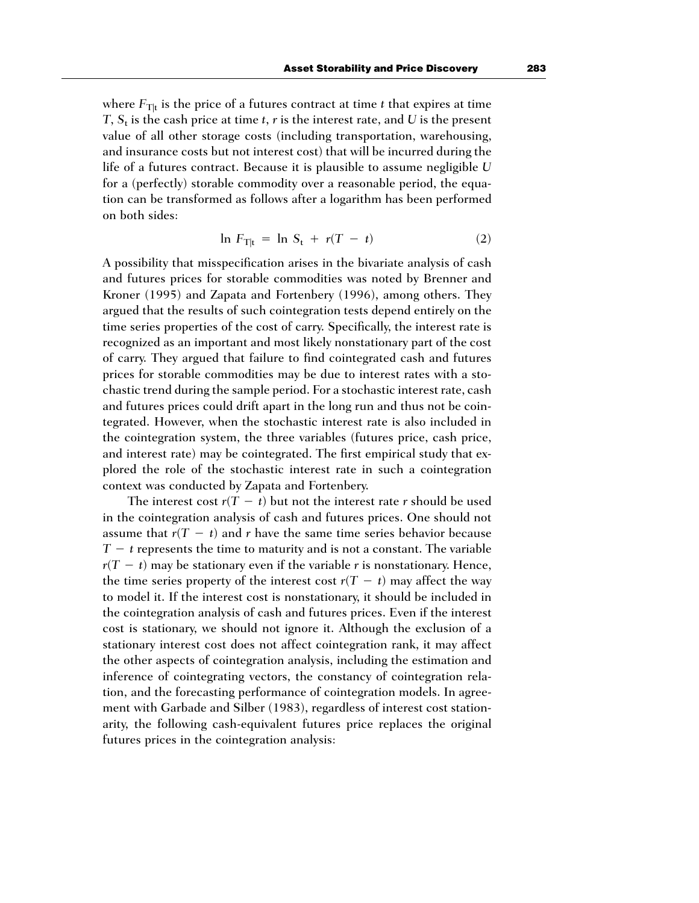where $F_{T|t}$ is the price of a futures contract at time $t$ that expires at time $T$, $S_t$ is the cash price at time $t$, $r$ is the interest rate, and $U$ is the present value of all other storage costs (including transportation, warehousing, and insurance costs but not interest cost) that will be incurred during the life of a futures contract. Because it is plausible to assume negligible $U$ for a (perfectly) storable commodity over a reasonable period, the equation can be transformed as follows after a logarithm has been performed on both sides:

$$\ln F_{T|t} = \ln S_t + r(T - t) \tag{2}$$

A possibility that misspecification arises in the bivariate analysis of cash and futures prices for storable commodities was noted by Brenner and Kroner (1995) and Zapata and Fortenbery (1996), among others. They argued that the results of such cointegration tests depend entirely on the time series properties of the cost of carry. Specifically, the interest rate is recognized as an important and most likely nonstationary part of the cost of carry. They argued that failure to find cointegrated cash and futures prices for storable commodities may be due to interest rates with a stochastic trend during the sample period. For a stochastic interest rate, cash and futures prices could drift apart in the long run and thus not be cointegrated. However, when the stochastic interest rate is also included in the cointegration system, the three variables (futures price, cash price, and interest rate) may be cointegrated. The first empirical study that explored the role of the stochastic interest rate in such a cointegration context was conducted by Zapata and Fortenbery.

The interest cost $r(T - t)$ but not the interest rate $r$ should be used in the cointegration analysis of cash and futures prices. One should not assume that $r(T - t)$ and $r$ have the same time series behavior because $T - t$ represents the time to maturity and is not a constant. The variable $r(T - t)$ may be stationary even if the variable $r$ is nonstationary. Hence, the time series property of the interest cost $r(T - t)$ may affect the way to model it. If the interest cost is nonstationary, it should be included in the cointegration analysis of cash and futures prices. Even if the interest cost is stationary, we should not ignore it. Although the exclusion of a stationary interest cost does not affect cointegration rank, it may affect the other aspects of cointegration analysis, including the estimation and inference of cointegrating vectors, the constancy of cointegration relation, and the forecasting performance of cointegration models. In agreement with Garbade and Silber (1983), regardless of interest cost stationarity, the following cash-equivalent futures price replaces the original futures prices in the cointegration analysis: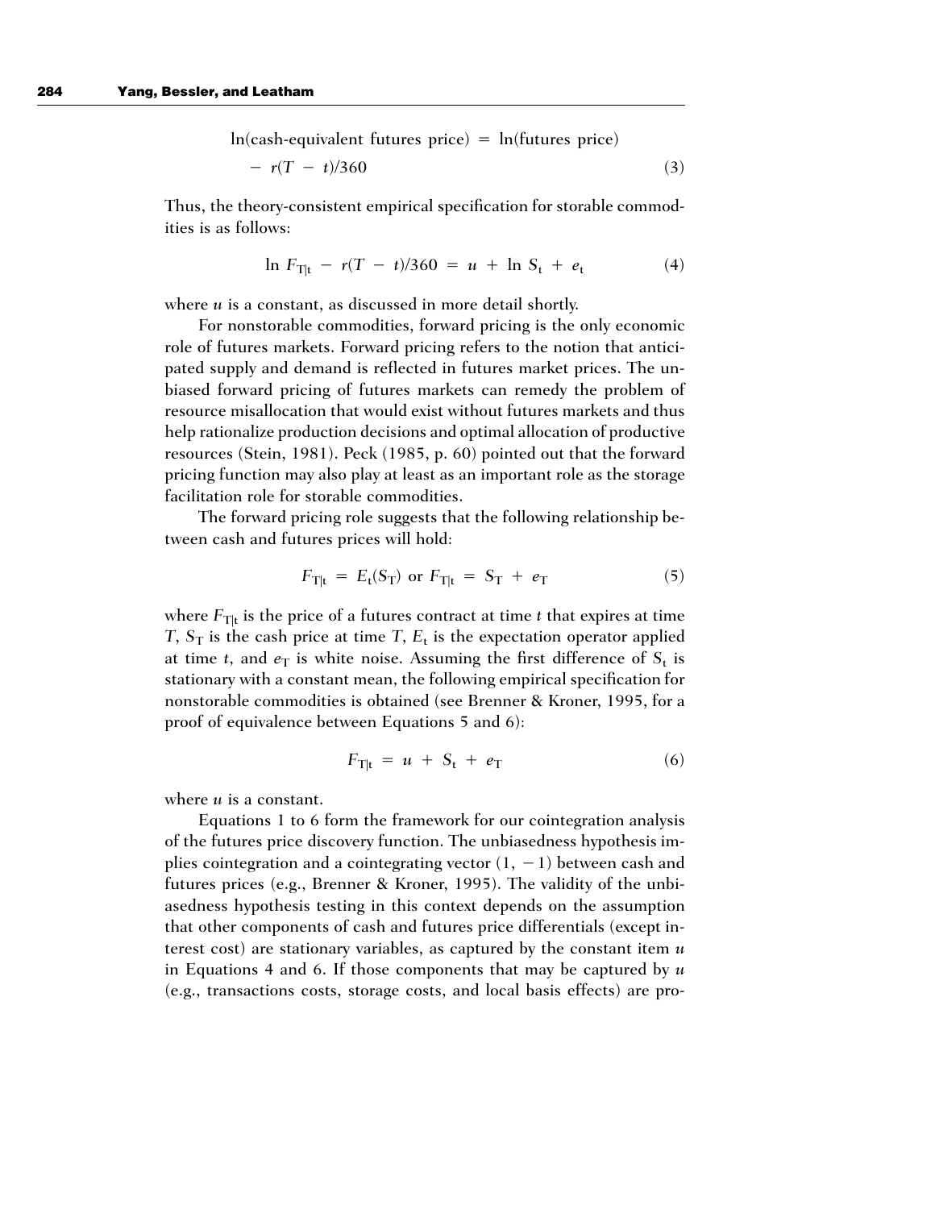$$\ln(\text{cash-equivalent futures price}) = \ln(\text{futures price}) - r(T - t)/360 \quad (3)$$

Thus, the theory-consistent empirical specification for storable commodities is as follows:

$$\ln F_{T|t} - r(T - t)/360 = u + \ln S_t + e_t \quad (4)$$

where $u$ is a constant, as discussed in more detail shortly.

For nonstorable commodities, forward pricing is the only economic role of futures markets. Forward pricing refers to the notion that anticipated supply and demand is reflected in futures market prices. The unbiased forward pricing of futures markets can remedy the problem of resource misallocation that would exist without futures markets and thus help rationalize production decisions and optimal allocation of productive resources (Stein, 1981). Peck (1985, p. 60) pointed out that the forward pricing function may also play at least as an important role as the storage facilitation role for storable commodities.

The forward pricing role suggests that the following relationship between cash and futures prices will hold:

$$F_{T|t} = E_t(S_T) \text{ or } F_{T|t} = S_T + e_T \quad (5)$$

where $F_{T|t}$ is the price of a futures contract at time $t$ that expires at time $T$, $S_T$ is the cash price at time $T$, $E_t$ is the expectation operator applied at time $t$, and $e_T$ is white noise. Assuming the first difference of $S_t$ is stationary with a constant mean, the following empirical specification for nonstorable commodities is obtained (see Brenner & Kroner, 1995, for a proof of equivalence between Equations 5 and 6):

$$F_{T|t} = u + S_t + e_T \quad (6)$$

where $u$ is a constant.

Equations 1 to 6 form the framework for our cointegration analysis of the futures price discovery function. The unbiasedness hypothesis implies cointegration and a cointegrating vector $(1, -1)$ between cash and futures prices (e.g., Brenner & Kroner, 1995). The validity of the unbiasedness hypothesis testing in this context depends on the assumption that other components of cash and futures price differentials (except interest cost) are stationary variables, as captured by the constant item $u$ in Equations 4 and 6. If those components that may be captured by $u$ (e.g., transactions costs, storage costs, and local basis effects) are pro-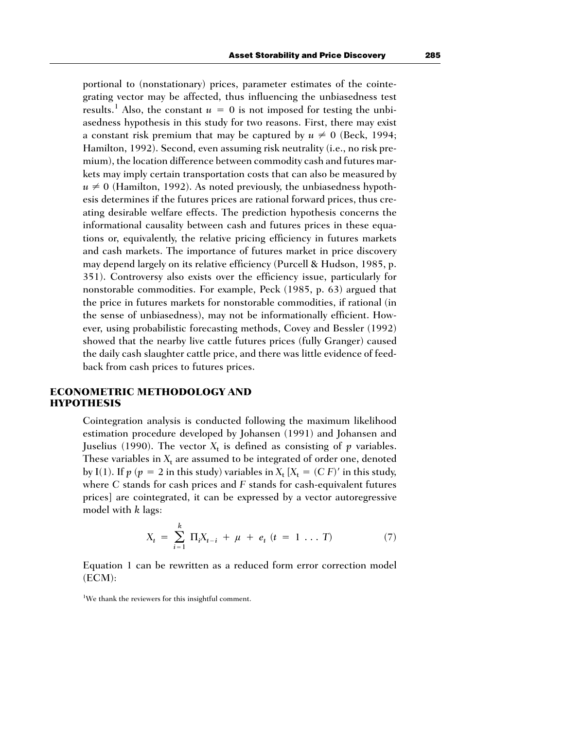portional to (nonstationary) prices, parameter estimates of the cointegrating vector may be affected, thus influencing the unbiasedness test results.[1] Also, the constant $u = 0$ is not imposed for testing the unbiasedness hypothesis in this study for two reasons. First, there may exist a constant risk premium that may be captured by $u \neq 0$ (Beck, 1994; Hamilton, 1992). Second, even assuming risk neutrality (i.e., no risk premium), the location difference between commodity cash and futures markets may imply certain transportation costs that can also be measured by $u \neq 0$ (Hamilton, 1992). As noted previously, the unbiasedness hypothesis determines if the futures prices are rational forward prices, thus creating desirable welfare effects. The prediction hypothesis concerns the informational causality between cash and futures prices in these equations or, equivalently, the relative pricing efficiency in futures markets and cash markets. The importance of futures market in price discovery may depend largely on its relative efficiency (Purcell & Hudson, 1985, p. 351). Controversy also exists over the efficiency issue, particularly for nonstorable commodities. For example, Peck (1985, p. 63) argued that the price in futures markets for nonstorable commodities, if rational (in the sense of unbiasedness), may not be informationally efficient. However, using probabilistic forecasting methods, Covey and Bessler (1992) showed that the nearby live cattle futures prices (fully Granger) caused the daily cash slaughter cattle price, and there was little evidence of feedback from cash prices to futures prices.

## ECONOMETRIC METHODOLOGY AND HYPOTHESIS

Cointegration analysis is conducted following the maximum likelihood estimation procedure developed by Johansen (1991) and Johansen and Juselius (1990). The vector $X_t$ is defined as consisting of $p$ variables. These variables in $X_t$ are assumed to be integrated of order one, denoted by I(1). If $p$ ($p = 2$ in this study) variables in $X_t$ [$X_t = (C\ F)'$ in this study, where $C$ stands for cash prices and $F$ stands for cash-equivalent futures prices] are cointegrated, it can be expressed by a vector autoregressive model with $k$ lags:

$$X_t = \sum_{i=1}^{k} \Pi_i X_{t-i} + \mu + e_t \ (t = 1 \ldots T) \tag{7}$$

Equation 1 can be rewritten as a reduced form error correction model (ECM):

[1]We thank the reviewers for this insightful comment.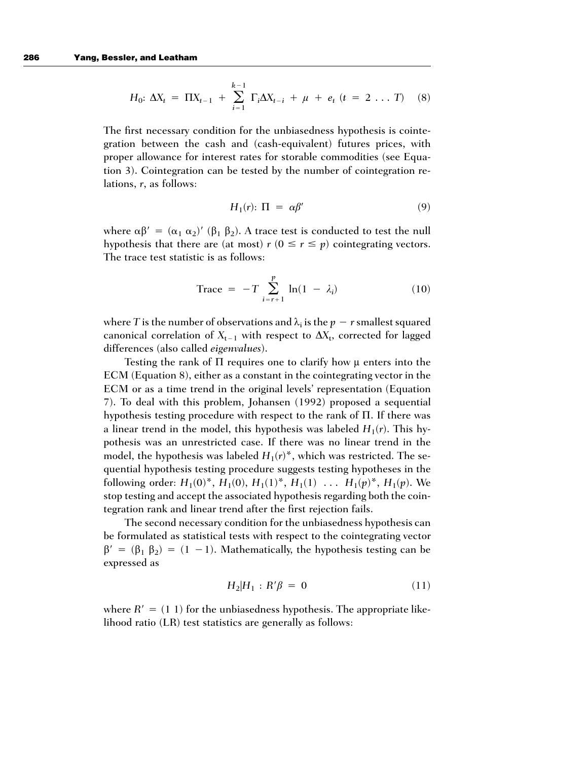$$H_0\text{: } \Delta X_t = \Pi X_{t-1} + \sum_{i=1}^{k-1} \Gamma_i \Delta X_{t-i} + \mu + e_t \ (t = 2 \ldots T) \quad (8)$$

The first necessary condition for the unbiasedness hypothesis is cointegration between the cash and (cash-equivalent) futures prices, with proper allowance for interest rates for storable commodities (see Equation 3). Cointegration can be tested by the number of cointegration relations, $r$, as follows:

$$H_1(r)\text{: } \Pi = \alpha\beta' \quad (9)$$

where $\alpha\beta' = (\alpha_1 \ \alpha_2)' \ (\beta_1 \ \beta_2)$. A trace test is conducted to test the null hypothesis that there are (at most) $r$ $(0 \leq r \leq p)$ cointegrating vectors. The trace test statistic is as follows:

$$\text{Trace} = -T \sum_{i=r+1}^{p} \ln(1 - \lambda_i) \quad (10)$$

where $T$ is the number of observations and $\lambda_i$ is the $p - r$ smallest squared canonical correlation of $X_{t-1}$ with respect to $\Delta X_t$, corrected for lagged differences (also called *eigenvalues*).

Testing the rank of $\Pi$ requires one to clarify how $\mu$ enters into the ECM (Equation 8), either as a constant in the cointegrating vector in the ECM or as a time trend in the original levels' representation (Equation 7). To deal with this problem, Johansen (1992) proposed a sequential hypothesis testing procedure with respect to the rank of $\Pi$. If there was a linear trend in the model, this hypothesis was labeled $H_1(r)$. This hypothesis was an unrestricted case. If there was no linear trend in the model, the hypothesis was labeled $H_1(r)^*$, which was restricted. The sequential hypothesis testing procedure suggests testing hypotheses in the following order: $H_1(0)^*$, $H_1(0)$, $H_1(1)^*$, $H_1(1)$ ... $H_1(p)^*$, $H_1(p)$. We stop testing and accept the associated hypothesis regarding both the cointegration rank and linear trend after the first rejection fails.

The second necessary condition for the unbiasedness hypothesis can be formulated as statistical tests with respect to the cointegrating vector $\beta' = (\beta_1 \ \beta_2) = (1 \ -1)$. Mathematically, the hypothesis testing can be expressed as

$$H_2|H_1 : R'\beta = 0 \quad (11)$$

where $R' = (1 \ 1)$ for the unbiasedness hypothesis. The appropriate likelihood ratio (LR) test statistics are generally as follows: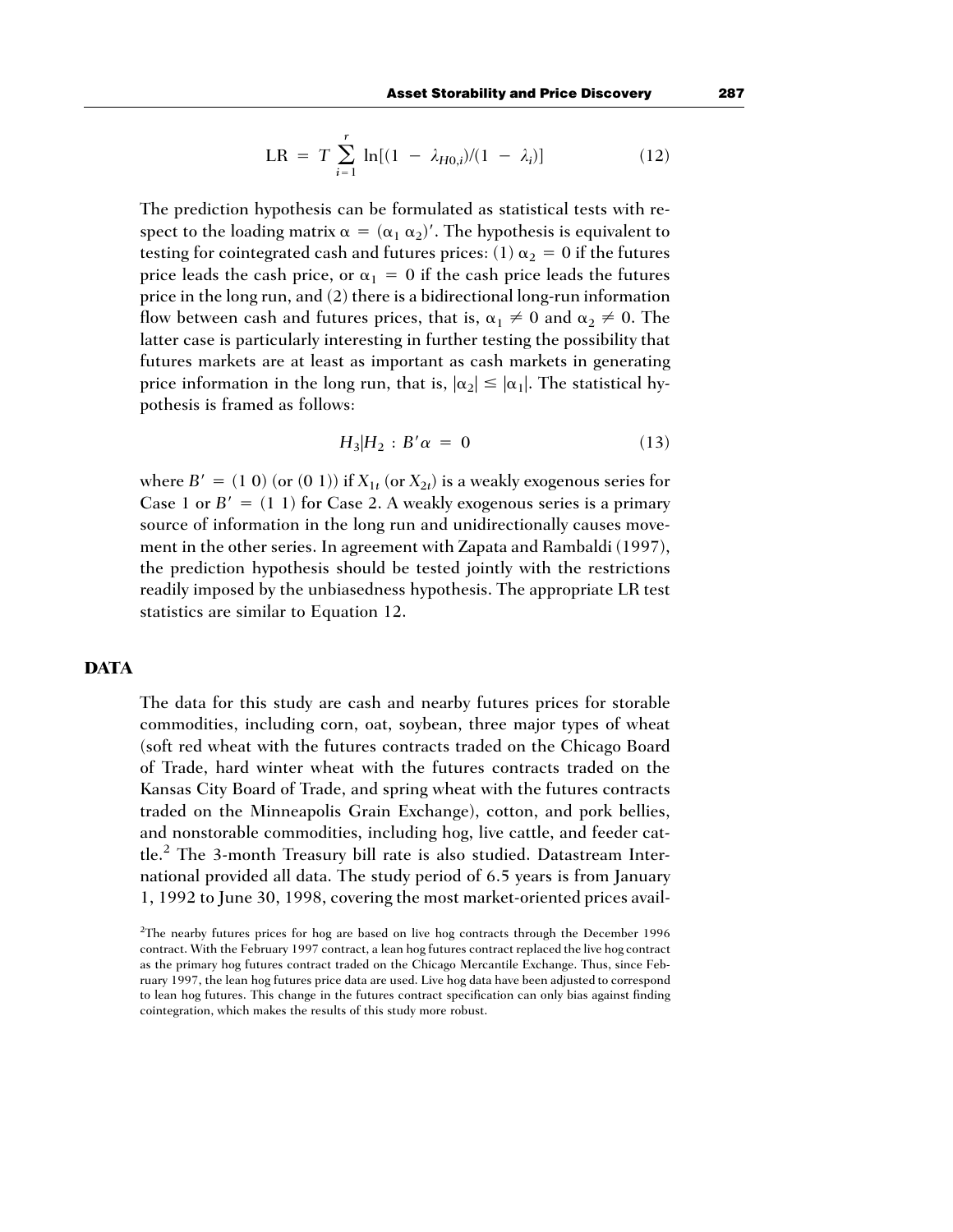$$\text{LR} = T \sum_{i=1}^{r} \ln[(1 - \lambda_{H0,i})/(1 - \lambda_i)] \tag{12}$$

The prediction hypothesis can be formulated as statistical tests with respect to the loading matrix $\alpha = (\alpha_1\ \alpha_2)'$. The hypothesis is equivalent to testing for cointegrated cash and futures prices: (1) $\alpha_2 = 0$ if the futures price leads the cash price, or $\alpha_1 = 0$ if the cash price leads the futures price in the long run, and (2) there is a bidirectional long-run information flow between cash and futures prices, that is, $\alpha_1 \neq 0$ and $\alpha_2 \neq 0$. The latter case is particularly interesting in further testing the possibility that futures markets are at least as important as cash markets in generating price information in the long run, that is, $|\alpha_2| \leq |\alpha_1|$. The statistical hypothesis is framed as follows:

$$H_3|H_2 : B'\alpha = 0 \tag{13}$$

where $B' = (1\ 0)$ (or $(0\ 1)$) if $X_{1t}$ (or $X_{2t}$) is a weakly exogenous series for Case 1 or $B' = (1\ 1)$ for Case 2. A weakly exogenous series is a primary source of information in the long run and unidirectionally causes movement in the other series. In agreement with Zapata and Rambaldi (1997), the prediction hypothesis should be tested jointly with the restrictions readily imposed by the unbiasedness hypothesis. The appropriate LR test statistics are similar to Equation 12.

## DATA

The data for this study are cash and nearby futures prices for storable commodities, including corn, oat, soybean, three major types of wheat (soft red wheat with the futures contracts traded on the Chicago Board of Trade, hard winter wheat with the futures contracts traded on the Kansas City Board of Trade, and spring wheat with the futures contracts traded on the Minneapolis Grain Exchange), cotton, and pork bellies, and nonstorable commodities, including hog, live cattle, and feeder cattle.[2] The 3-month Treasury bill rate is also studied. Datastream International provided all data. The study period of 6.5 years is from January 1, 1992 to June 30, 1998, covering the most market-oriented prices avail-

[2]The nearby futures prices for hog are based on live hog contracts through the December 1996 contract. With the February 1997 contract, a lean hog futures contract replaced the live hog contract as the primary hog futures contract traded on the Chicago Mercantile Exchange. Thus, since February 1997, the lean hog futures price data are used. Live hog data have been adjusted to correspond to lean hog futures. This change in the futures contract specification can only bias against finding cointegration, which makes the results of this study more robust.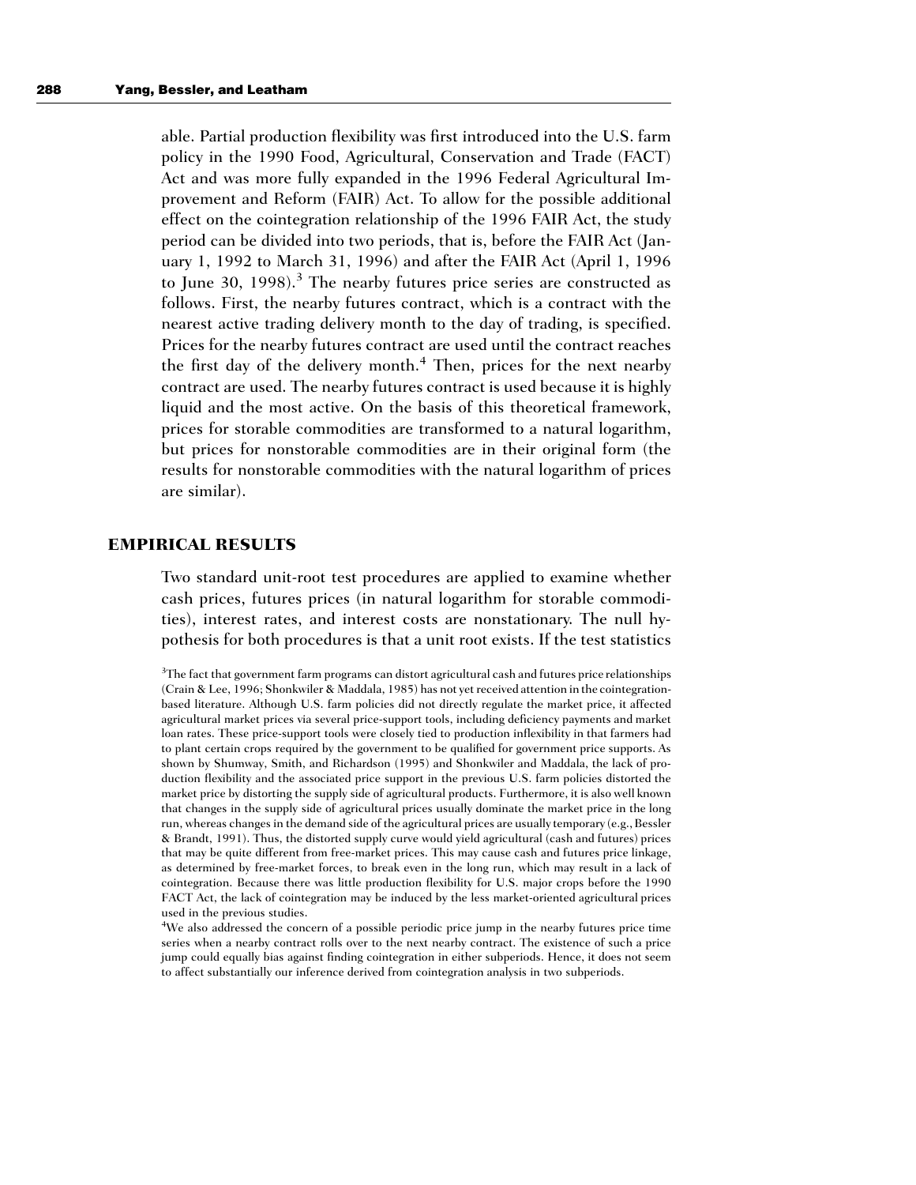able. Partial production flexibility was first introduced into the U.S. farm policy in the 1990 Food, Agricultural, Conservation and Trade (FACT) Act and was more fully expanded in the 1996 Federal Agricultural Improvement and Reform (FAIR) Act. To allow for the possible additional effect on the cointegration relationship of the 1996 FAIR Act, the study period can be divided into two periods, that is, before the FAIR Act (January 1, 1992 to March 31, 1996) and after the FAIR Act (April 1, 1996 to June 30, 1998).[3] The nearby futures price series are constructed as follows. First, the nearby futures contract, which is a contract with the nearest active trading delivery month to the day of trading, is specified. Prices for the nearby futures contract are used until the contract reaches the first day of the delivery month.[4] Then, prices for the next nearby contract are used. The nearby futures contract is used because it is highly liquid and the most active. On the basis of this theoretical framework, prices for storable commodities are transformed to a natural logarithm, but prices for nonstorable commodities are in their original form (the results for nonstorable commodities with the natural logarithm of prices are similar).

## EMPIRICAL RESULTS

Two standard unit-root test procedures are applied to examine whether cash prices, futures prices (in natural logarithm for storable commodities), interest rates, and interest costs are nonstationary. The null hypothesis for both procedures is that a unit root exists. If the test statistics

[3]The fact that government farm programs can distort agricultural cash and futures price relationships (Crain & Lee, 1996; Shonkwiler & Maddala, 1985) has not yet received attention in the cointegration-based literature. Although U.S. farm policies did not directly regulate the market price, it affected agricultural market prices via several price-support tools, including deficiency payments and market loan rates. These price-support tools were closely tied to production inflexibility in that farmers had to plant certain crops required by the government to be qualified for government price supports. As shown by Shumway, Smith, and Richardson (1995) and Shonkwiler and Maddala, the lack of production flexibility and the associated price support in the previous U.S. farm policies distorted the market price by distorting the supply side of agricultural products. Furthermore, it is also well known that changes in the supply side of agricultural prices usually dominate the market price in the long run, whereas changes in the demand side of the agricultural prices are usually temporary (e.g., Bessler & Brandt, 1991). Thus, the distorted supply curve would yield agricultural (cash and futures) prices that may be quite different from free-market prices. This may cause cash and futures price linkage, as determined by free-market forces, to break even in the long run, which may result in a lack of cointegration. Because there was little production flexibility for U.S. major crops before the 1990 FACT Act, the lack of cointegration may be induced by the less market-oriented agricultural prices used in the previous studies.

[4]We also addressed the concern of a possible periodic price jump in the nearby futures price time series when a nearby contract rolls over to the next nearby contract. The existence of such a price jump could equally bias against finding cointegration in either subperiods. Hence, it does not seem to affect substantially our inference derived from cointegration analysis in two subperiods.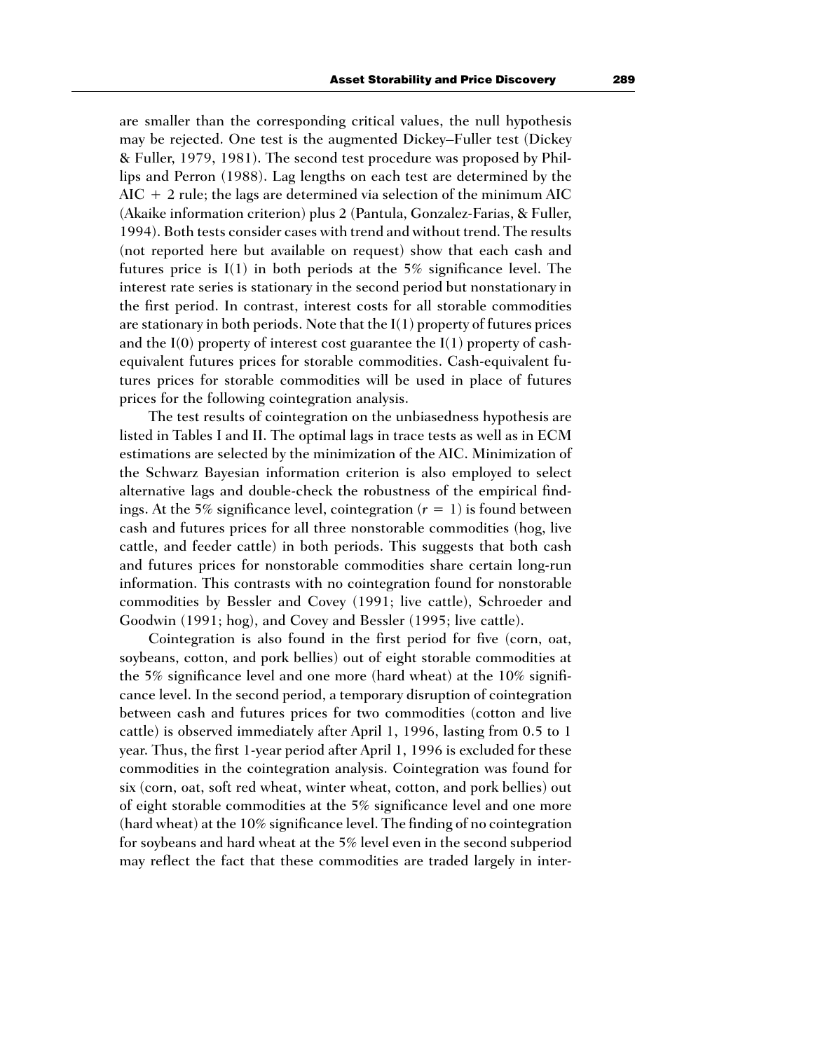are smaller than the corresponding critical values, the null hypothesis may be rejected. One test is the augmented Dickey–Fuller test (Dickey & Fuller, 1979, 1981). The second test procedure was proposed by Phillips and Perron (1988). Lag lengths on each test are determined by the AIC + 2 rule; the lags are determined via selection of the minimum AIC (Akaike information criterion) plus 2 (Pantula, Gonzalez-Farias, & Fuller, 1994). Both tests consider cases with trend and without trend. The results (not reported here but available on request) show that each cash and futures price is I(1) in both periods at the 5% significance level. The interest rate series is stationary in the second period but nonstationary in the first period. In contrast, interest costs for all storable commodities are stationary in both periods. Note that the I(1) property of futures prices and the I(0) property of interest cost guarantee the I(1) property of cash-equivalent futures prices for storable commodities. Cash-equivalent futures prices for storable commodities will be used in place of futures prices for the following cointegration analysis.

The test results of cointegration on the unbiasedness hypothesis are listed in Tables I and II. The optimal lags in trace tests as well as in ECM estimations are selected by the minimization of the AIC. Minimization of the Schwarz Bayesian information criterion is also employed to select alternative lags and double-check the robustness of the empirical findings. At the 5% significance level, cointegration ($r = 1$) is found between cash and futures prices for all three nonstorable commodities (hog, live cattle, and feeder cattle) in both periods. This suggests that both cash and futures prices for nonstorable commodities share certain long-run information. This contrasts with no cointegration found for nonstorable commodities by Bessler and Covey (1991; live cattle), Schroeder and Goodwin (1991; hog), and Covey and Bessler (1995; live cattle).

Cointegration is also found in the first period for five (corn, oat, soybeans, cotton, and pork bellies) out of eight storable commodities at the 5% significance level and one more (hard wheat) at the 10% significance level. In the second period, a temporary disruption of cointegration between cash and futures prices for two commodities (cotton and live cattle) is observed immediately after April 1, 1996, lasting from 0.5 to 1 year. Thus, the first 1-year period after April 1, 1996 is excluded for these commodities in the cointegration analysis. Cointegration was found for six (corn, oat, soft red wheat, winter wheat, cotton, and pork bellies) out of eight storable commodities at the 5% significance level and one more (hard wheat) at the 10% significance level. The finding of no cointegration for soybeans and hard wheat at the 5% level even in the second subperiod may reflect the fact that these commodities are traded largely in inter-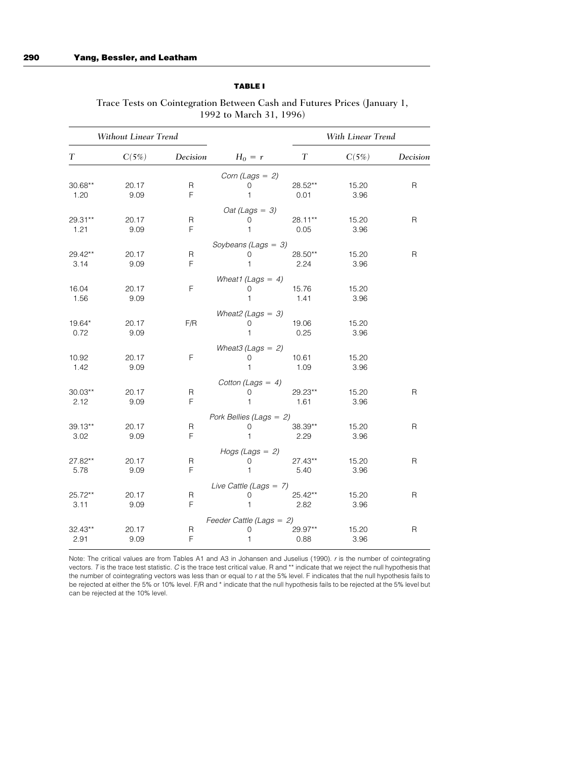**TABLE I**

Trace Tests on Cointegration Between Cash and Futures Prices (January 1, 1992 to March 31, 1996)

| *Without Linear Trend* | | | | *With Linear Trend* | | |
|---|---|---|---|---|---|---|
| *T* | *C(5%)* | *Decision* | $H_0 = r$ | *T* | *C(5%)* | *Decision* |
| | | | *Corn (Lags = 2)* | | | |
| 30.68** | 20.17 | R | 0 | 28.52** | 15.20 | R |
| 1.20 | 9.09 | F | 1 | 0.01 | 3.96 | |
| | | | *Oat (Lags = 3)* | | | |
| 29.31** | 20.17 | R | 0 | 28.11** | 15.20 | R |
| 1.21 | 9.09 | F | 1 | 0.05 | 3.96 | |
| | | | *Soybeans (Lags = 3)* | | | |
| 29.42** | 20.17 | R | 0 | 28.50** | 15.20 | R |
| 3.14 | 9.09 | F | 1 | 2.24 | 3.96 | |
| | | | *Wheat1 (Lags = 4)* | | | |
| 16.04 | 20.17 | F | 0 | 15.76 | 15.20 | |
| 1.56 | 9.09 | | 1 | 1.41 | 3.96 | |
| | | | *Wheat2 (Lags = 3)* | | | |
| 19.64* | 20.17 | F/R | 0 | 19.06 | 15.20 | |
| 0.72 | 9.09 | | 1 | 0.25 | 3.96 | |
| | | | *Wheat3 (Lags = 2)* | | | |
| 10.92 | 20.17 | F | 0 | 10.61 | 15.20 | |
| 1.42 | 9.09 | | 1 | 1.09 | 3.96 | |
| | | | *Cotton (Lags = 4)* | | | |
| 30.03** | 20.17 | R | 0 | 29.23** | 15.20 | R |
| 2.12 | 9.09 | F | 1 | 1.61 | 3.96 | |
| | | | *Pork Bellies (Lags = 2)* | | | |
| 39.13** | 20.17 | R | 0 | 38.39** | 15.20 | R |
| 3.02 | 9.09 | F | 1 | 2.29 | 3.96 | |
| | | | *Hogs (Lags = 2)* | | | |
| 27.82** | 20.17 | R | 0 | 27.43** | 15.20 | R |
| 5.78 | 9.09 | F | 1 | 5.40 | 3.96 | |
| | | | *Live Cattle (Lags = 7)* | | | |
| 25.72** | 20.17 | R | 0 | 25.42** | 15.20 | R |
| 3.11 | 9.09 | F | 1 | 2.82 | 3.96 | |
| | | | *Feeder Cattle (Lags = 2)* | | | |
| 32.43** | 20.17 | R | 0 | 29.97** | 15.20 | R |
| 2.91 | 9.09 | F | 1 | 0.88 | 3.96 | |

Note: The critical values are from Tables A1 and A3 in Johansen and Juselius (1990). *r* is the number of cointegrating vectors. *T* is the trace test statistic. *C* is the trace test critical value. R and ** indicate that we reject the null hypothesis that the number of cointegrating vectors was less than or equal to *r* at the 5% level. F indicates that the null hypothesis fails to be rejected at either the 5% or 10% level. F/R and * indicate that the null hypothesis fails to be rejected at the 5% level but can be rejected at the 10% level.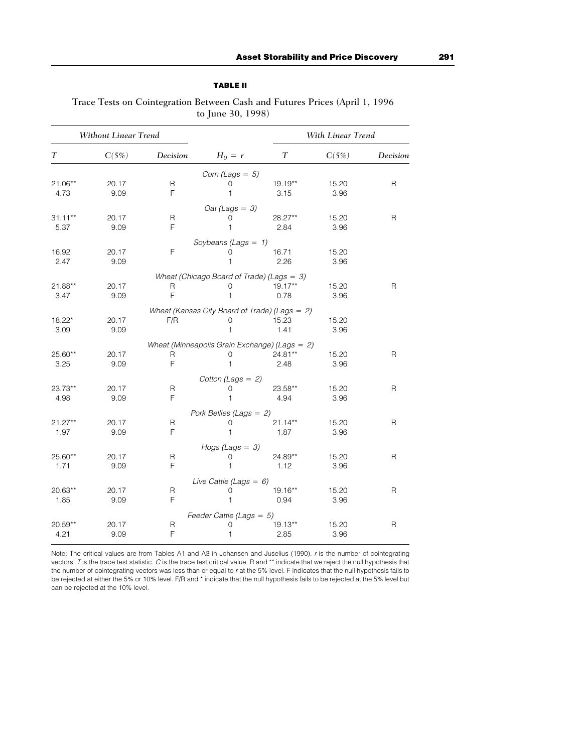**TABLE II**

Trace Tests on Cointegration Between Cash and Futures Prices (April 1, 1996 to June 30, 1998)

| *Without Linear Trend* | | | | *With Linear Trend* | | |
|---|---|---|---|---|---|---|
| $T$ | $C(5\%)$ | *Decision* | $H_0 = r$ | $T$ | $C(5\%)$ | *Decision* |
| | | | *Corn (Lags = 5)* | | | |
| 21.06** | 20.17 | R | 0 | 19.19** | 15.20 | R |
| 4.73 | 9.09 | F | 1 | 3.15 | 3.96 | |
| | | | *Oat (Lags = 3)* | | | |
| 31.11** | 20.17 | R | 0 | 28.27** | 15.20 | R |
| 5.37 | 9.09 | F | 1 | 2.84 | 3.96 | |
| | | | *Soybeans (Lags = 1)* | | | |
| 16.92 | 20.17 | F | 0 | 16.71 | 15.20 | |
| 2.47 | 9.09 | | 1 | 2.26 | 3.96 | |
| | | | *Wheat (Chicago Board of Trade) (Lags = 3)* | | | |
| 21.88** | 20.17 | R | 0 | 19.17** | 15.20 | R |
| 3.47 | 9.09 | F | 1 | 0.78 | 3.96 | |
| | | | *Wheat (Kansas City Board of Trade) (Lags = 2)* | | | |
| 18.22* | 20.17 | F/R | 0 | 15.23 | 15.20 | |
| 3.09 | 9.09 | | 1 | 1.41 | 3.96 | |
| | | | *Wheat (Minneapolis Grain Exchange) (Lags = 2)* | | | |
| 25.60** | 20.17 | R | 0 | 24.81** | 15.20 | R |
| 3.25 | 9.09 | F | 1 | 2.48 | 3.96 | |
| | | | *Cotton (Lags = 2)* | | | |
| 23.73** | 20.17 | R | 0 | 23.58** | 15.20 | R |
| 4.98 | 9.09 | F | 1 | 4.94 | 3.96 | |
| | | | *Pork Bellies (Lags = 2)* | | | |
| 21.27** | 20.17 | R | 0 | 21.14** | 15.20 | R |
| 1.97 | 9.09 | F | 1 | 1.87 | 3.96 | |
| | | | *Hogs (Lags = 3)* | | | |
| 25.60** | 20.17 | R | 0 | 24.89** | 15.20 | R |
| 1.71 | 9.09 | F | 1 | 1.12 | 3.96 | |
| | | | *Live Cattle (Lags = 6)* | | | |
| 20.63** | 20.17 | R | 0 | 19.16** | 15.20 | R |
| 1.85 | 9.09 | F | 1 | 0.94 | 3.96 | |
| | | | *Feeder Cattle (Lags = 5)* | | | |
| 20.59** | 20.17 | R | 0 | 19.13** | 15.20 | R |
| 4.21 | 9.09 | F | 1 | 2.85 | 3.96 | |

Note: The critical values are from Tables A1 and A3 in Johansen and Juselius (1990). $r$ is the number of cointegrating vectors. $T$ is the trace test statistic. $C$ is the trace test critical value. R and ** indicate that we reject the null hypothesis that the number of cointegrating vectors was less than or equal to $r$ at the 5% level. F indicates that the null hypothesis fails to be rejected at either the 5% or 10% level. F/R and * indicate that the null hypothesis fails to be rejected at the 5% level but can be rejected at the 10% level.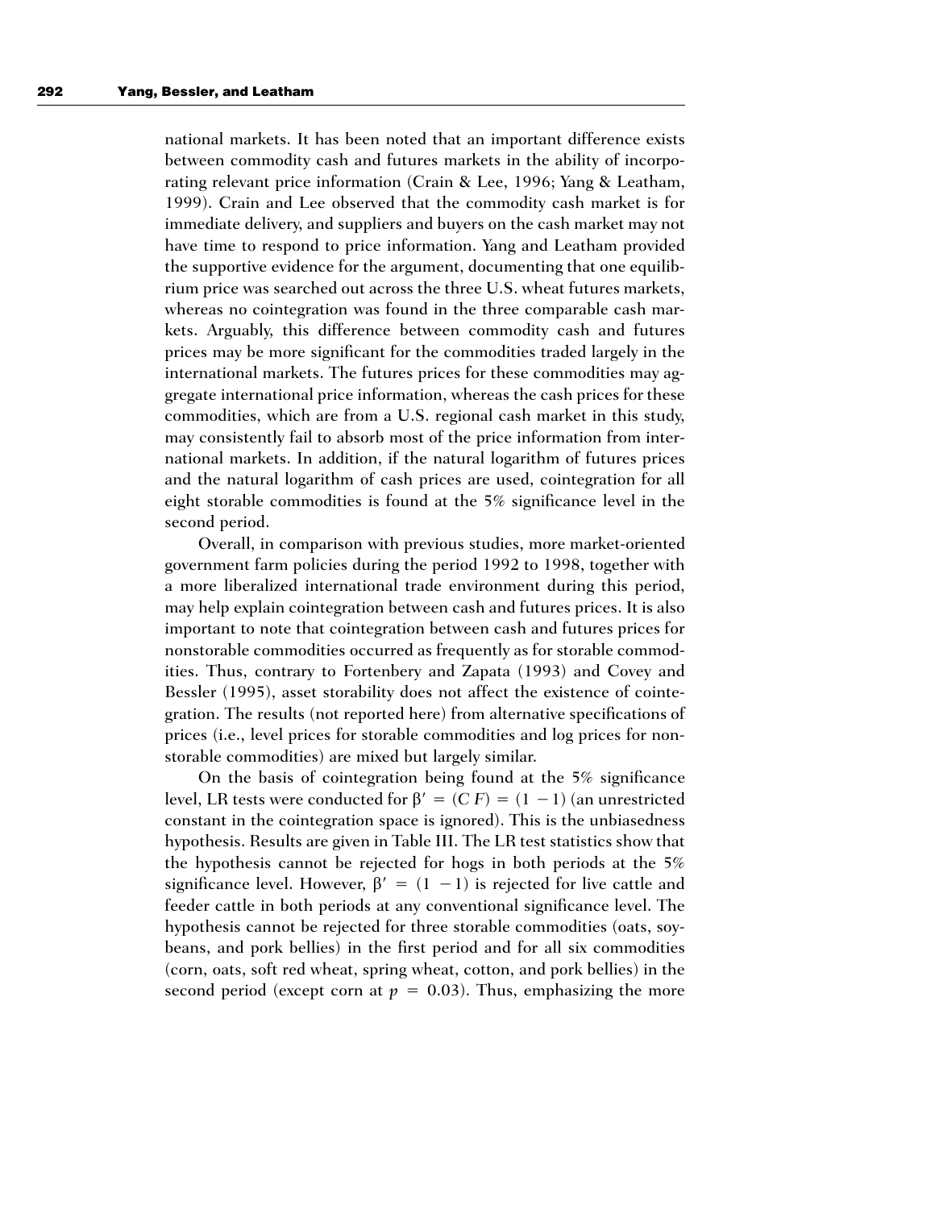national markets. It has been noted that an important difference exists between commodity cash and futures markets in the ability of incorporating relevant price information (Crain & Lee, 1996; Yang & Leatham, 1999). Crain and Lee observed that the commodity cash market is for immediate delivery, and suppliers and buyers on the cash market may not have time to respond to price information. Yang and Leatham provided the supportive evidence for the argument, documenting that one equilibrium price was searched out across the three U.S. wheat futures markets, whereas no cointegration was found in the three comparable cash markets. Arguably, this difference between commodity cash and futures prices may be more significant for the commodities traded largely in the international markets. The futures prices for these commodities may aggregate international price information, whereas the cash prices for these commodities, which are from a U.S. regional cash market in this study, may consistently fail to absorb most of the price information from international markets. In addition, if the natural logarithm of futures prices and the natural logarithm of cash prices are used, cointegration for all eight storable commodities is found at the 5% significance level in the second period.

Overall, in comparison with previous studies, more market-oriented government farm policies during the period 1992 to 1998, together with a more liberalized international trade environment during this period, may help explain cointegration between cash and futures prices. It is also important to note that cointegration between cash and futures prices for nonstorable commodities occurred as frequently as for storable commodities. Thus, contrary to Fortenbery and Zapata (1993) and Covey and Bessler (1995), asset storability does not affect the existence of cointegration. The results (not reported here) from alternative specifications of prices (i.e., level prices for storable commodities and log prices for nonstorable commodities) are mixed but largely similar.

On the basis of cointegration being found at the 5% significance level, LR tests were conducted for $\beta' = (C\ F) = (1\ -1)$ (an unrestricted constant in the cointegration space is ignored). This is the unbiasedness hypothesis. Results are given in Table III. The LR test statistics show that the hypothesis cannot be rejected for hogs in both periods at the 5% significance level. However, $\beta' = (1\ -1)$ is rejected for live cattle and feeder cattle in both periods at any conventional significance level. The hypothesis cannot be rejected for three storable commodities (oats, soybeans, and pork bellies) in the first period and for all six commodities (corn, oats, soft red wheat, spring wheat, cotton, and pork bellies) in the second period (except corn at $p = 0.03$). Thus, emphasizing the more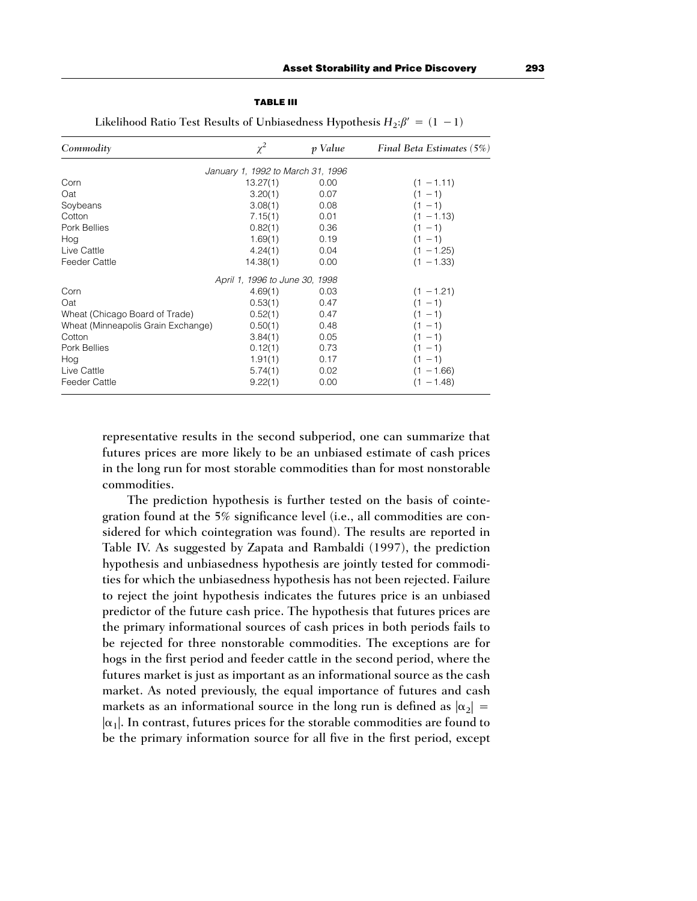**TABLE III**

Likelihood Ratio Test Results of Unbiasedness Hypothesis $H_2$:$\beta' = (1\ -1)$

| *Commodity* | $\chi^2$ | *p Value* | *Final Beta Estimates (5%)* |
|---|---|---|---|
| *January 1, 1992 to March 31, 1996* | | | |
| Corn | 13.27(1) | 0.00 | $(1\ -1.11)$ |
| Oat | 3.20(1) | 0.07 | $(1\ -1)$ |
| Soybeans | 3.08(1) | 0.08 | $(1\ -1)$ |
| Cotton | 7.15(1) | 0.01 | $(1\ -1.13)$ |
| Pork Bellies | 0.82(1) | 0.36 | $(1\ -1)$ |
| Hog | 1.69(1) | 0.19 | $(1\ -1)$ |
| Live Cattle | 4.24(1) | 0.04 | $(1\ -1.25)$ |
| Feeder Cattle | 14.38(1) | 0.00 | $(1\ -1.33)$ |
| *April 1, 1996 to June 30, 1998* | | | |
| Corn | 4.69(1) | 0.03 | $(1\ -1.21)$ |
| Oat | 0.53(1) | 0.47 | $(1\ -1)$ |
| Wheat (Chicago Board of Trade) | 0.52(1) | 0.47 | $(1\ -1)$ |
| Wheat (Minneapolis Grain Exchange) | 0.50(1) | 0.48 | $(1\ -1)$ |
| Cotton | 3.84(1) | 0.05 | $(1\ -1)$ |
| Pork Bellies | 0.12(1) | 0.73 | $(1\ -1)$ |
| Hog | 1.91(1) | 0.17 | $(1\ -1)$ |
| Live Cattle | 5.74(1) | 0.02 | $(1\ -1.66)$ |
| Feeder Cattle | 9.22(1) | 0.00 | $(1\ -1.48)$ |

representative results in the second subperiod, one can summarize that futures prices are more likely to be an unbiased estimate of cash prices in the long run for most storable commodities than for most nonstorable commodities.

The prediction hypothesis is further tested on the basis of cointegration found at the 5% significance level (i.e., all commodities are considered for which cointegration was found). The results are reported in Table IV. As suggested by Zapata and Rambaldi (1997), the prediction hypothesis and unbiasedness hypothesis are jointly tested for commodities for which the unbiasedness hypothesis has not been rejected. Failure to reject the joint hypothesis indicates the futures price is an unbiased predictor of the future cash price. The hypothesis that futures prices are the primary informational sources of cash prices in both periods fails to be rejected for three nonstorable commodities. The exceptions are for hogs in the first period and feeder cattle in the second period, where the futures market is just as important as an informational source as the cash market. As noted previously, the equal importance of futures and cash markets as an informational source in the long run is defined as $|\alpha_2| = |\alpha_1|$. In contrast, futures prices for the storable commodities are found to be the primary information source for all five in the first period, except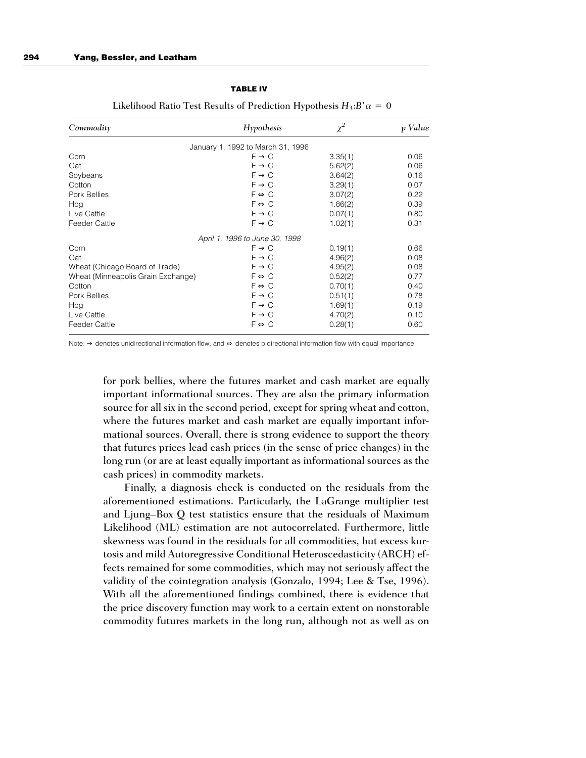**TABLE IV**

Likelihood Ratio Test Results of Prediction Hypothesis $H_3$:$B'\alpha = 0$

| *Commodity* | *Hypothesis* | $\chi^2$ | *p Value* |
|---|---|---|---|
| | January 1, 1992 to March 31, 1996 | | |
| Corn | F → C | 3.35(1) | 0.06 |
| Oat | F → C | 5.62(2) | 0.06 |
| Soybeans | F → C | 3.64(2) | 0.16 |
| Cotton | F → C | 3.29(1) | 0.07 |
| Pork Bellies | F ⇔ C | 3.07(2) | 0.22 |
| Hog | F ⇔ C | 1.86(2) | 0.39 |
| Live Cattle | F → C | 0.07(1) | 0.80 |
| Feeder Cattle | F → C | 1.02(1) | 0.31 |
| | *April 1, 1996 to June 30, 1998* | | |
| Corn | F → C | 0.19(1) | 0.66 |
| Oat | F → C | 4.96(2) | 0.08 |
| Wheat (Chicago Board of Trade) | F → C | 4.95(2) | 0.08 |
| Wheat (Minneapolis Grain Exchange) | F ⇔ C | 0.52(2) | 0.77 |
| Cotton | F ⇔ C | 0.70(1) | 0.40 |
| Pork Bellies | F → C | 0.51(1) | 0.78 |
| Hog | F → C | 1.69(1) | 0.19 |
| Live Cattle | F → C | 4.70(2) | 0.10 |
| Feeder Cattle | F ⇔ C | 0.28(1) | 0.60 |

Note: → denotes unidirectional information flow, and ⇔ denotes bidirectional information flow with equal importance.

for pork bellies, where the futures market and cash market are equally important informational sources. They are also the primary information source for all six in the second period, except for spring wheat and cotton, where the futures market and cash market are equally important informational sources. Overall, there is strong evidence to support the theory that futures prices lead cash prices (in the sense of price changes) in the long run (or are at least equally important as informational sources as the cash prices) in commodity markets.

Finally, a diagnosis check is conducted on the residuals from the aforementioned estimations. Particularly, the LaGrange multiplier test and Ljung–Box Q test statistics ensure that the residuals of Maximum Likelihood (ML) estimation are not autocorrelated. Furthermore, little skewness was found in the residuals for all commodities, but excess kurtosis and mild Autoregressive Conditional Heteroscedasticity (ARCH) effects remained for some commodities, which may not seriously affect the validity of the cointegration analysis (Gonzalo, 1994; Lee & Tse, 1996). With all the aforementioned findings combined, there is evidence that the price discovery function may work to a certain extent on nonstorable commodity futures markets in the long run, although not as well as on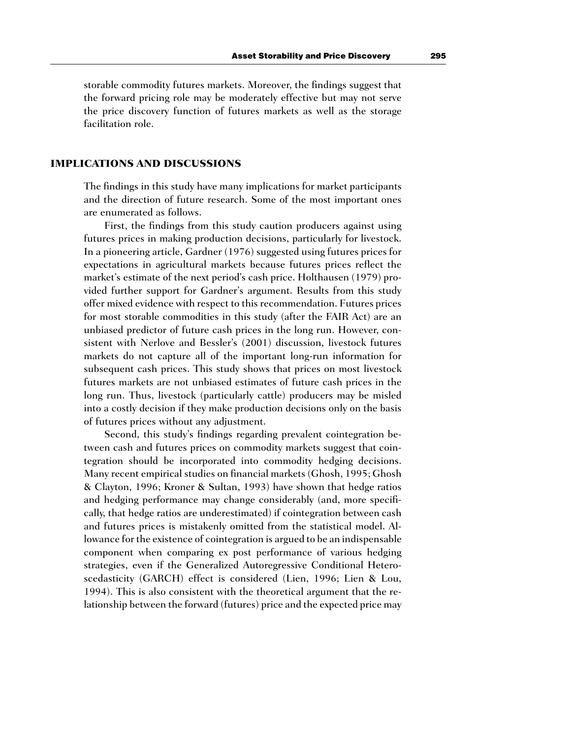storable commodity futures markets. Moreover, the findings suggest that the forward pricing role may be moderately effective but may not serve the price discovery function of futures markets as well as the storage facilitation role.

## IMPLICATIONS AND DISCUSSIONS

The findings in this study have many implications for market participants and the direction of future research. Some of the most important ones are enumerated as follows.

First, the findings from this study caution producers against using futures prices in making production decisions, particularly for livestock. In a pioneering article, Gardner (1976) suggested using futures prices for expectations in agricultural markets because futures prices reflect the market's estimate of the next period's cash price. Holthausen (1979) provided further support for Gardner's argument. Results from this study offer mixed evidence with respect to this recommendation. Futures prices for most storable commodities in this study (after the FAIR Act) are an unbiased predictor of future cash prices in the long run. However, consistent with Nerlove and Bessler's (2001) discussion, livestock futures markets do not capture all of the important long-run information for subsequent cash prices. This study shows that prices on most livestock futures markets are not unbiased estimates of future cash prices in the long run. Thus, livestock (particularly cattle) producers may be misled into a costly decision if they make production decisions only on the basis of futures prices without any adjustment.

Second, this study's findings regarding prevalent cointegration between cash and futures prices on commodity markets suggest that cointegration should be incorporated into commodity hedging decisions. Many recent empirical studies on financial markets (Ghosh, 1995; Ghosh & Clayton, 1996; Kroner & Sultan, 1993) have shown that hedge ratios and hedging performance may change considerably (and, more specifically, that hedge ratios are underestimated) if cointegration between cash and futures prices is mistakenly omitted from the statistical model. Allowance for the existence of cointegration is argued to be an indispensable component when comparing ex post performance of various hedging strategies, even if the Generalized Autoregressive Conditional Heteroscedasticity (GARCH) effect is considered (Lien, 1996; Lien & Lou, 1994). This is also consistent with the theoretical argument that the relationship between the forward (futures) price and the expected price may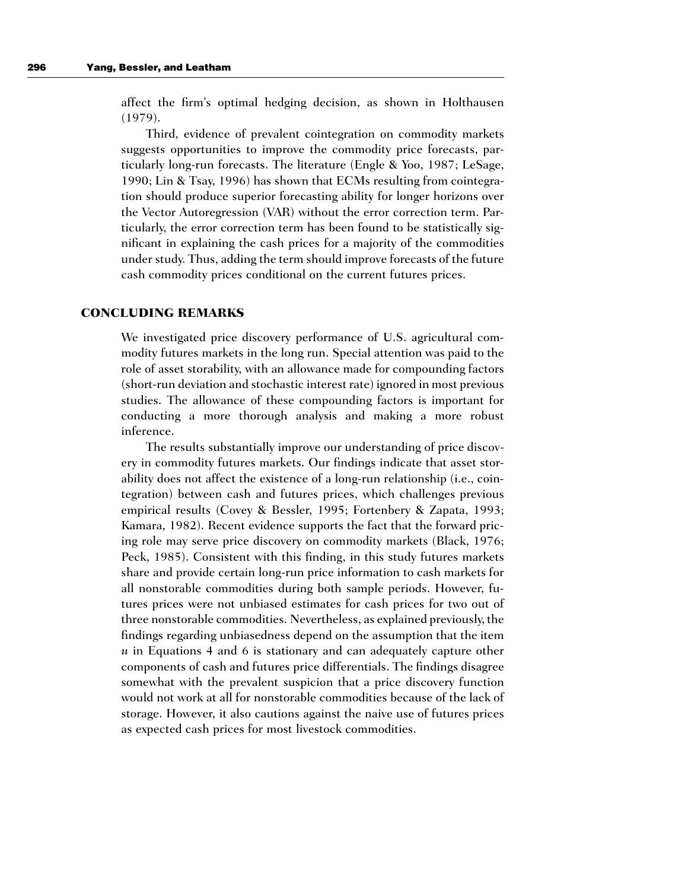affect the firm's optimal hedging decision, as shown in Holthausen (1979).

Third, evidence of prevalent cointegration on commodity markets suggests opportunities to improve the commodity price forecasts, particularly long-run forecasts. The literature (Engle & Yoo, 1987; LeSage, 1990; Lin & Tsay, 1996) has shown that ECMs resulting from cointegration should produce superior forecasting ability for longer horizons over the Vector Autoregression (VAR) without the error correction term. Particularly, the error correction term has been found to be statistically significant in explaining the cash prices for a majority of the commodities under study. Thus, adding the term should improve forecasts of the future cash commodity prices conditional on the current futures prices.

## CONCLUDING REMARKS

We investigated price discovery performance of U.S. agricultural commodity futures markets in the long run. Special attention was paid to the role of asset storability, with an allowance made for compounding factors (short-run deviation and stochastic interest rate) ignored in most previous studies. The allowance of these compounding factors is important for conducting a more thorough analysis and making a more robust inference.

The results substantially improve our understanding of price discovery in commodity futures markets. Our findings indicate that asset storability does not affect the existence of a long-run relationship (i.e., cointegration) between cash and futures prices, which challenges previous empirical results (Covey & Bessler, 1995; Fortenbery & Zapata, 1993; Kamara, 1982). Recent evidence supports the fact that the forward pricing role may serve price discovery on commodity markets (Black, 1976; Peck, 1985). Consistent with this finding, in this study futures markets share and provide certain long-run price information to cash markets for all nonstorable commodities during both sample periods. However, futures prices were not unbiased estimates for cash prices for two out of three nonstorable commodities. Nevertheless, as explained previously, the findings regarding unbiasedness depend on the assumption that the item $u$ in Equations 4 and 6 is stationary and can adequately capture other components of cash and futures price differentials. The findings disagree somewhat with the prevalent suspicion that a price discovery function would not work at all for nonstorable commodities because of the lack of storage. However, it also cautions against the naive use of futures prices as expected cash prices for most livestock commodities.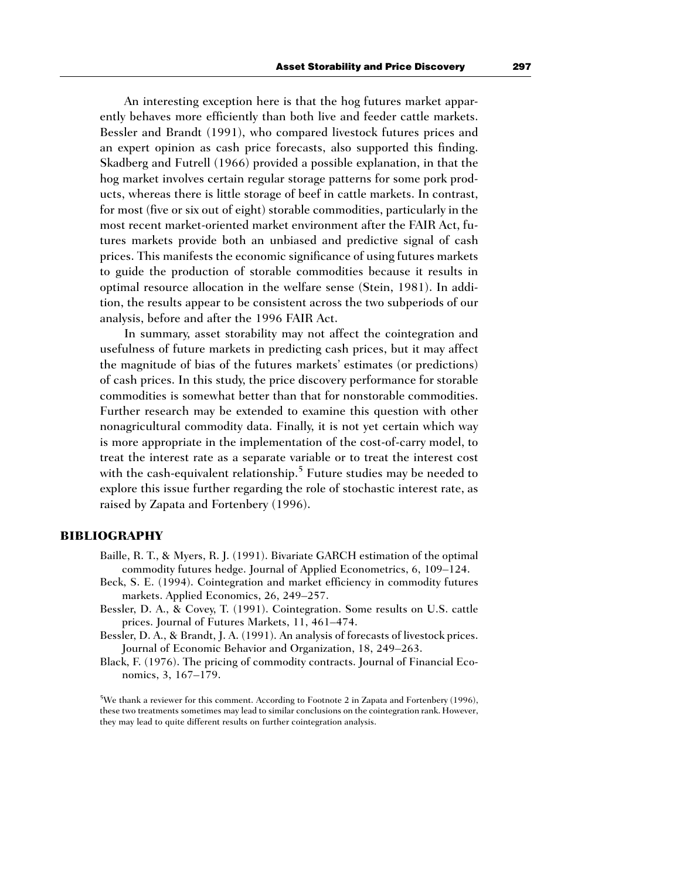An interesting exception here is that the hog futures market apparently behaves more efficiently than both live and feeder cattle markets. Bessler and Brandt (1991), who compared livestock futures prices and an expert opinion as cash price forecasts, also supported this finding. Skadberg and Futrell (1966) provided a possible explanation, in that the hog market involves certain regular storage patterns for some pork products, whereas there is little storage of beef in cattle markets. In contrast, for most (five or six out of eight) storable commodities, particularly in the most recent market-oriented market environment after the FAIR Act, futures markets provide both an unbiased and predictive signal of cash prices. This manifests the economic significance of using futures markets to guide the production of storable commodities because it results in optimal resource allocation in the welfare sense (Stein, 1981). In addition, the results appear to be consistent across the two subperiods of our analysis, before and after the 1996 FAIR Act.

In summary, asset storability may not affect the cointegration and usefulness of future markets in predicting cash prices, but it may affect the magnitude of bias of the futures markets' estimates (or predictions) of cash prices. In this study, the price discovery performance for storable commodities is somewhat better than that for nonstorable commodities. Further research may be extended to examine this question with other nonagricultural commodity data. Finally, it is not yet certain which way is more appropriate in the implementation of the cost-of-carry model, to treat the interest rate as a separate variable or to treat the interest cost with the cash-equivalent relationship.[5] Future studies may be needed to explore this issue further regarding the role of stochastic interest rate, as raised by Zapata and Fortenbery (1996).

## BIBLIOGRAPHY

Baille, R. T., & Myers, R. J. (1991). Bivariate GARCH estimation of the optimal commodity futures hedge. Journal of Applied Econometrics, 6, 109–124.

Beck, S. E. (1994). Cointegration and market efficiency in commodity futures markets. Applied Economics, 26, 249–257.

Bessler, D. A., & Covey, T. (1991). Cointegration. Some results on U.S. cattle prices. Journal of Futures Markets, 11, 461–474.

Bessler, D. A., & Brandt, J. A. (1991). An analysis of forecasts of livestock prices. Journal of Economic Behavior and Organization, 18, 249–263.

Black, F. (1976). The pricing of commodity contracts. Journal of Financial Economics, 3, 167–179.

[5]We thank a reviewer for this comment. According to Footnote 2 in Zapata and Fortenbery (1996), these two treatments sometimes may lead to similar conclusions on the cointegration rank. However, they may lead to quite different results on further cointegration analysis.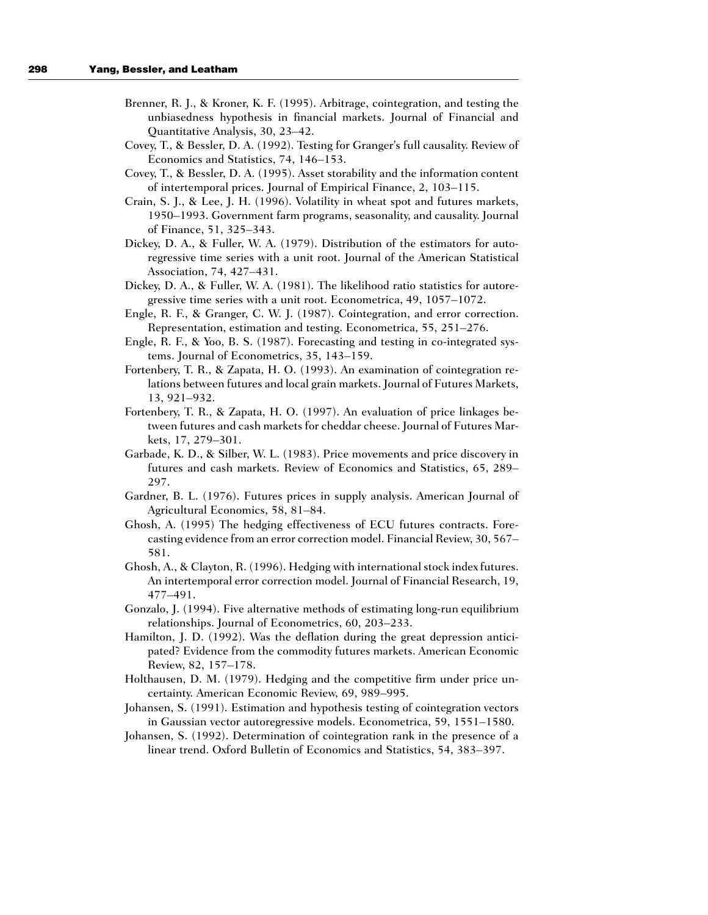Brenner, R. J., & Kroner, K. F. (1995). Arbitrage, cointegration, and testing the unbiasedness hypothesis in financial markets. Journal of Financial and Quantitative Analysis, 30, 23–42.

Covey, T., & Bessler, D. A. (1992). Testing for Granger's full causality. Review of Economics and Statistics, 74, 146–153.

Covey, T., & Bessler, D. A. (1995). Asset storability and the information content of intertemporal prices. Journal of Empirical Finance, 2, 103–115.

Crain, S. J., & Lee, J. H. (1996). Volatility in wheat spot and futures markets, 1950–1993. Government farm programs, seasonality, and causality. Journal of Finance, 51, 325–343.

Dickey, D. A., & Fuller, W. A. (1979). Distribution of the estimators for autoregressive time series with a unit root. Journal of the American Statistical Association, 74, 427–431.

Dickey, D. A., & Fuller, W. A. (1981). The likelihood ratio statistics for autoregressive time series with a unit root. Econometrica, 49, 1057–1072.

Engle, R. F., & Granger, C. W. J. (1987). Cointegration, and error correction. Representation, estimation and testing. Econometrica, 55, 251–276.

Engle, R. F., & Yoo, B. S. (1987). Forecasting and testing in co-integrated systems. Journal of Econometrics, 35, 143–159.

Fortenbery, T. R., & Zapata, H. O. (1993). An examination of cointegration relations between futures and local grain markets. Journal of Futures Markets, 13, 921–932.

Fortenbery, T. R., & Zapata, H. O. (1997). An evaluation of price linkages between futures and cash markets for cheddar cheese. Journal of Futures Markets, 17, 279–301.

Garbade, K. D., & Silber, W. L. (1983). Price movements and price discovery in futures and cash markets. Review of Economics and Statistics, 65, 289–297.

Gardner, B. L. (1976). Futures prices in supply analysis. American Journal of Agricultural Economics, 58, 81–84.

Ghosh, A. (1995) The hedging effectiveness of ECU futures contracts. Forecasting evidence from an error correction model. Financial Review, 30, 567–581.

Ghosh, A., & Clayton, R. (1996). Hedging with international stock index futures. An intertemporal error correction model. Journal of Financial Research, 19, 477–491.

Gonzalo, J. (1994). Five alternative methods of estimating long-run equilibrium relationships. Journal of Econometrics, 60, 203–233.

Hamilton, J. D. (1992). Was the deflation during the great depression anticipated? Evidence from the commodity futures markets. American Economic Review, 82, 157–178.

Holthausen, D. M. (1979). Hedging and the competitive firm under price uncertainty. American Economic Review, 69, 989–995.

Johansen, S. (1991). Estimation and hypothesis testing of cointegration vectors in Gaussian vector autoregressive models. Econometrica, 59, 1551–1580.

Johansen, S. (1992). Determination of cointegration rank in the presence of a linear trend. Oxford Bulletin of Economics and Statistics, 54, 383–397.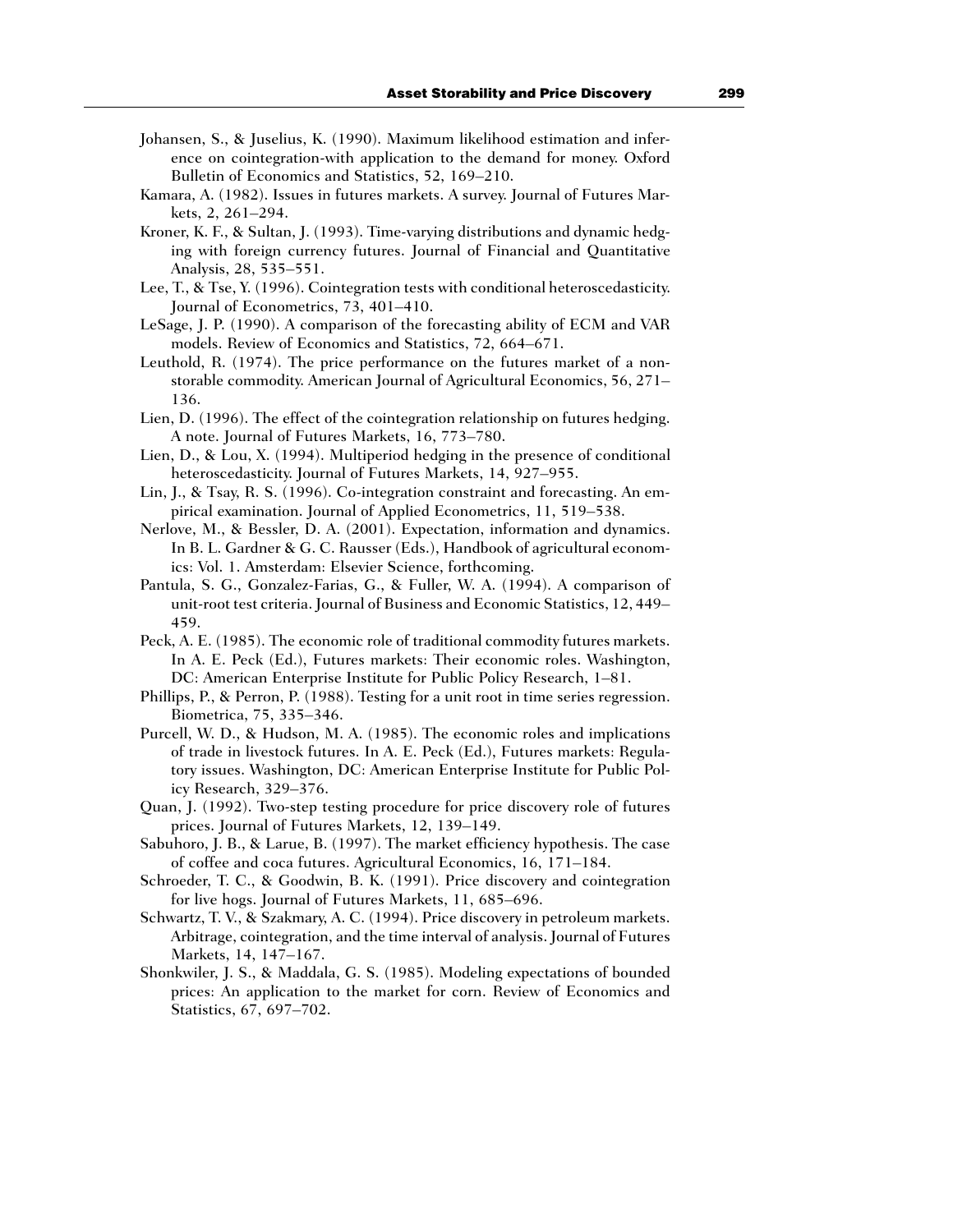Johansen, S., & Juselius, K. (1990). Maximum likelihood estimation and inference on cointegration-with application to the demand for money. Oxford Bulletin of Economics and Statistics, 52, 169–210.

Kamara, A. (1982). Issues in futures markets. A survey. Journal of Futures Markets, 2, 261–294.

Kroner, K. F., & Sultan, J. (1993). Time-varying distributions and dynamic hedging with foreign currency futures. Journal of Financial and Quantitative Analysis, 28, 535–551.

Lee, T., & Tse, Y. (1996). Cointegration tests with conditional heteroscedasticity. Journal of Econometrics, 73, 401–410.

LeSage, J. P. (1990). A comparison of the forecasting ability of ECM and VAR models. Review of Economics and Statistics, 72, 664–671.

Leuthold, R. (1974). The price performance on the futures market of a nonstorable commodity. American Journal of Agricultural Economics, 56, 271–136.

Lien, D. (1996). The effect of the cointegration relationship on futures hedging. A note. Journal of Futures Markets, 16, 773–780.

Lien, D., & Lou, X. (1994). Multiperiod hedging in the presence of conditional heteroscedasticity. Journal of Futures Markets, 14, 927–955.

Lin, J., & Tsay, R. S. (1996). Co-integration constraint and forecasting. An empirical examination. Journal of Applied Econometrics, 11, 519–538.

Nerlove, M., & Bessler, D. A. (2001). Expectation, information and dynamics. In B. L. Gardner & G. C. Rausser (Eds.), Handbook of agricultural economics: Vol. 1. Amsterdam: Elsevier Science, forthcoming.

Pantula, S. G., Gonzalez-Farias, G., & Fuller, W. A. (1994). A comparison of unit-root test criteria. Journal of Business and Economic Statistics, 12, 449–459.

Peck, A. E. (1985). The economic role of traditional commodity futures markets. In A. E. Peck (Ed.), Futures markets: Their economic roles. Washington, DC: American Enterprise Institute for Public Policy Research, 1–81.

Phillips, P., & Perron, P. (1988). Testing for a unit root in time series regression. Biometrica, 75, 335–346.

Purcell, W. D., & Hudson, M. A. (1985). The economic roles and implications of trade in livestock futures. In A. E. Peck (Ed.), Futures markets: Regulatory issues. Washington, DC: American Enterprise Institute for Public Policy Research, 329–376.

Quan, J. (1992). Two-step testing procedure for price discovery role of futures prices. Journal of Futures Markets, 12, 139–149.

Sabuhoro, J. B., & Larue, B. (1997). The market efficiency hypothesis. The case of coffee and coca futures. Agricultural Economics, 16, 171–184.

Schroeder, T. C., & Goodwin, B. K. (1991). Price discovery and cointegration for live hogs. Journal of Futures Markets, 11, 685–696.

Schwartz, T. V., & Szakmary, A. C. (1994). Price discovery in petroleum markets. Arbitrage, cointegration, and the time interval of analysis. Journal of Futures Markets, 14, 147–167.

Shonkwiler, J. S., & Maddala, G. S. (1985). Modeling expectations of bounded prices: An application to the market for corn. Review of Economics and Statistics, 67, 697–702.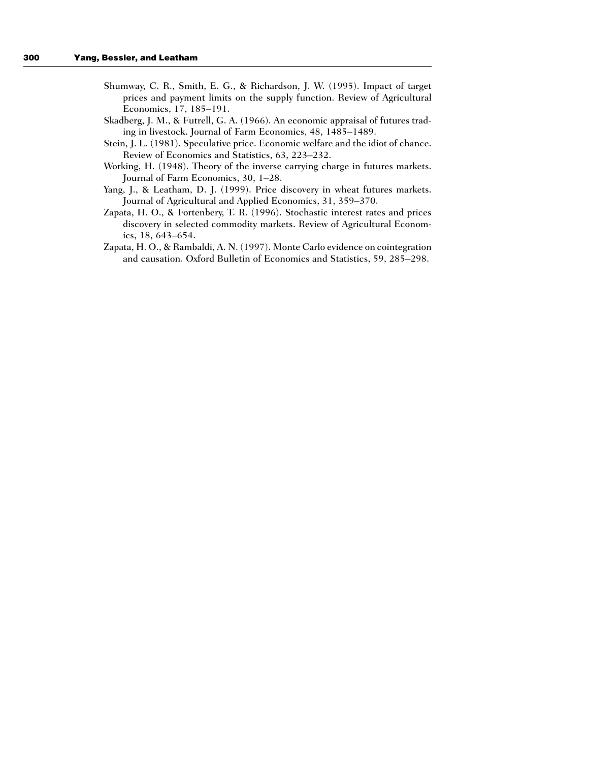Shumway, C. R., Smith, E. G., & Richardson, J. W. (1995). Impact of target prices and payment limits on the supply function. Review of Agricultural Economics, 17, 185–191.

Skadberg, J. M., & Futrell, G. A. (1966). An economic appraisal of futures trading in livestock. Journal of Farm Economics, 48, 1485–1489.

Stein, J. L. (1981). Speculative price. Economic welfare and the idiot of chance. Review of Economics and Statistics, 63, 223–232.

Working, H. (1948). Theory of the inverse carrying charge in futures markets. Journal of Farm Economics, 30, 1–28.

Yang, J., & Leatham, D. J. (1999). Price discovery in wheat futures markets. Journal of Agricultural and Applied Economics, 31, 359–370.

Zapata, H. O., & Fortenbery, T. R. (1996). Stochastic interest rates and prices discovery in selected commodity markets. Review of Agricultural Economics, 18, 643–654.

Zapata, H. O., & Rambaldi, A. N. (1997). Monte Carlo evidence on cointegration and causation. Oxford Bulletin of Economics and Statistics, 59, 285–298.